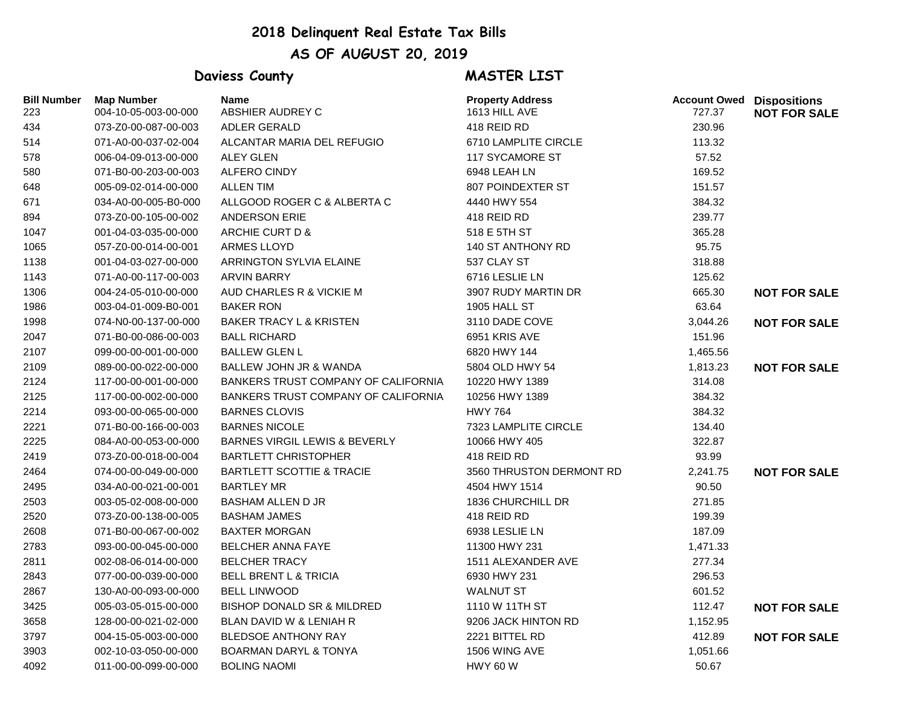# 2018 Delinquent Real Estate Tax Bills

## AS OF AUGUST 20, 2019

### Daviess County — MASTER LIST

| Bill Number | Map Number | Name | Property Address | Account Owed | Dispositions |
|---|---|---|---|---|---|
| 223 | 004-10-05-003-00-000 | ABSHIER AUDREY C | 1613 HILL AVE | 727.37 | **NOT FOR SALE** |
| 434 | 073-Z0-00-087-00-003 | ADLER GERALD | 418 REID RD | 230.96 | |
| 514 | 071-A0-00-037-02-004 | ALCANTAR MARIA DEL REFUGIO | 6710 LAMPLITE CIRCLE | 113.32 | |
| 578 | 006-04-09-013-00-000 | ALEY GLEN | 117 SYCAMORE ST | 57.52 | |
| 580 | 071-B0-00-203-00-003 | ALFERO CINDY | 6948 LEAH LN | 169.52 | |
| 648 | 005-09-02-014-00-000 | ALLEN TIM | 807 POINDEXTER ST | 151.57 | |
| 671 | 034-A0-00-005-B0-000 | ALLGOOD ROGER C & ALBERTA C | 4440 HWY 554 | 384.32 | |
| 894 | 073-Z0-00-105-00-002 | ANDERSON ERIE | 418 REID RD | 239.77 | |
| 1047 | 001-04-03-035-00-000 | ARCHIE CURT D & | 518 E 5TH ST | 365.28 | |
| 1065 | 057-Z0-00-014-00-001 | ARMES LLOYD | 140 ST ANTHONY RD | 95.75 | |
| 1138 | 001-04-03-027-00-000 | ARRINGTON SYLVIA ELAINE | 537 CLAY ST | 318.88 | |
| 1143 | 071-A0-00-117-00-003 | ARVIN BARRY | 6716 LESLIE LN | 125.62 | |
| 1306 | 004-24-05-010-00-000 | AUD CHARLES R & VICKIE M | 3907 RUDY MARTIN DR | 665.30 | **NOT FOR SALE** |
| 1986 | 003-04-01-009-B0-001 | BAKER RON | 1905 HALL ST | 63.64 | |
| 1998 | 074-N0-00-137-00-000 | BAKER TRACY L & KRISTEN | 3110 DADE COVE | 3,044.26 | **NOT FOR SALE** |
| 2047 | 071-B0-00-086-00-003 | BALL RICHARD | 6951 KRIS AVE | 151.96 | |
| 2107 | 099-00-00-001-00-000 | BALLEW GLEN L | 6820 HWY 144 | 1,465.56 | |
| 2109 | 089-00-00-022-00-000 | BALLEW JOHN JR & WANDA | 5804 OLD HWY 54 | 1,813.23 | **NOT FOR SALE** |
| 2124 | 117-00-00-001-00-000 | BANKERS TRUST COMPANY OF CALIFORNIA | 10220 HWY 1389 | 314.08 | |
| 2125 | 117-00-00-002-00-000 | BANKERS TRUST COMPANY OF CALIFORNIA | 10256 HWY 1389 | 384.32 | |
| 2214 | 093-00-00-065-00-000 | BARNES CLOVIS | HWY 764 | 384.32 | |
| 2221 | 071-B0-00-166-00-003 | BARNES NICOLE | 7323 LAMPLITE CIRCLE | 134.40 | |
| 2225 | 084-A0-00-053-00-000 | BARNES VIRGIL LEWIS & BEVERLY | 10066 HWY 405 | 322.87 | |
| 2419 | 073-Z0-00-018-00-004 | BARTLETT CHRISTOPHER | 418 REID RD | 93.99 | |
| 2464 | 074-00-00-049-00-000 | BARTLETT SCOTTIE & TRACIE | 3560 THRUSTON DERMONT RD | 2,241.75 | **NOT FOR SALE** |
| 2495 | 034-A0-00-021-00-001 | BARTLEY MR | 4504 HWY 1514 | 90.50 | |
| 2503 | 003-05-02-008-00-000 | BASHAM ALLEN D JR | 1836 CHURCHILL DR | 271.85 | |
| 2520 | 073-Z0-00-138-00-005 | BASHAM JAMES | 418 REID RD | 199.39 | |
| 2608 | 071-B0-00-067-00-002 | BAXTER MORGAN | 6938 LESLIE LN | 187.09 | |
| 2783 | 093-00-00-045-00-000 | BELCHER ANNA FAYE | 11300 HWY 231 | 1,471.33 | |
| 2811 | 002-08-06-014-00-000 | BELCHER TRACY | 1511 ALEXANDER AVE | 277.34 | |
| 2843 | 077-00-00-039-00-000 | BELL BRENT L & TRICIA | 6930 HWY 231 | 296.53 | |
| 2867 | 130-A0-00-093-00-000 | BELL LINWOOD | WALNUT ST | 601.52 | |
| 3425 | 005-03-05-015-00-000 | BISHOP DONALD SR & MILDRED | 1110 W 11TH ST | 112.47 | **NOT FOR SALE** |
| 3658 | 128-00-00-021-02-000 | BLAN DAVID W & LENIAH R | 9206 JACK HINTON RD | 1,152.95 | |
| 3797 | 004-15-05-003-00-000 | BLEDSOE ANTHONY RAY | 2221 BITTEL RD | 412.89 | **NOT FOR SALE** |
| 3903 | 002-10-03-050-00-000 | BOARMAN DARYL & TONYA | 1506 WING AVE | 1,051.66 | |
| 4092 | 011-00-00-099-00-000 | BOLING NAOMI | HWY 60 W | 50.67 | |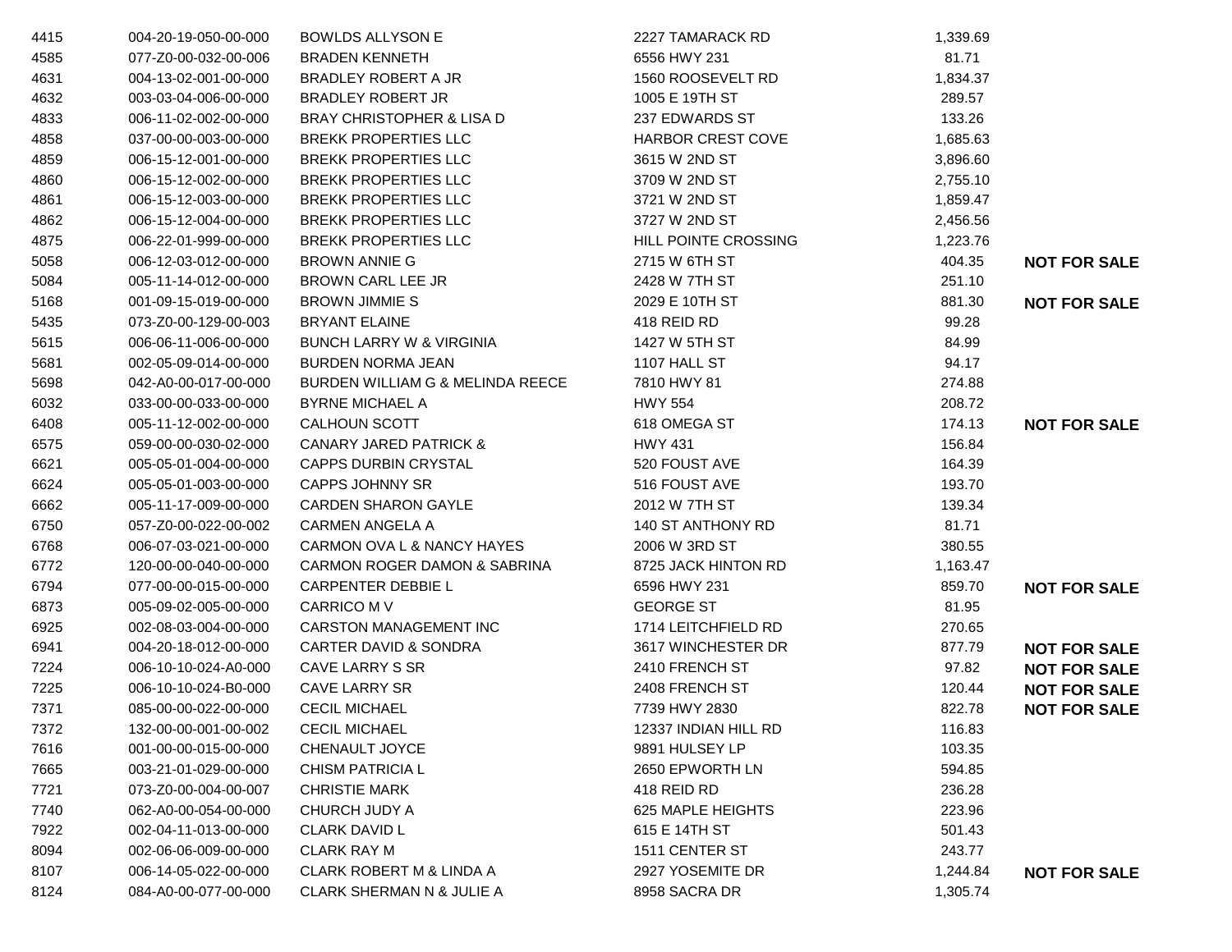| | | | | | |
|---|---|---|---|---|---|
| 4415 | 004-20-19-050-00-000 | BOWLDS ALLYSON E | 2227 TAMARACK RD | 1,339.69 | |
| 4585 | 077-Z0-00-032-00-006 | BRADEN KENNETH | 6556 HWY 231 | 81.71 | |
| 4631 | 004-13-02-001-00-000 | BRADLEY ROBERT A JR | 1560 ROOSEVELT RD | 1,834.37 | |
| 4632 | 003-03-04-006-00-000 | BRADLEY ROBERT JR | 1005 E 19TH ST | 289.57 | |
| 4833 | 006-11-02-002-00-000 | BRAY CHRISTOPHER & LISA D | 237 EDWARDS ST | 133.26 | |
| 4858 | 037-00-00-003-00-000 | BREKK PROPERTIES LLC | HARBOR CREST COVE | 1,685.63 | |
| 4859 | 006-15-12-001-00-000 | BREKK PROPERTIES LLC | 3615 W 2ND ST | 3,896.60 | |
| 4860 | 006-15-12-002-00-000 | BREKK PROPERTIES LLC | 3709 W 2ND ST | 2,755.10 | |
| 4861 | 006-15-12-003-00-000 | BREKK PROPERTIES LLC | 3721 W 2ND ST | 1,859.47 | |
| 4862 | 006-15-12-004-00-000 | BREKK PROPERTIES LLC | 3727 W 2ND ST | 2,456.56 | |
| 4875 | 006-22-01-999-00-000 | BREKK PROPERTIES LLC | HILL POINTE CROSSING | 1,223.76 | |
| 5058 | 006-12-03-012-00-000 | BROWN ANNIE G | 2715 W 6TH ST | 404.35 | **NOT FOR SALE** |
| 5084 | 005-11-14-012-00-000 | BROWN CARL LEE JR | 2428 W 7TH ST | 251.10 | |
| 5168 | 001-09-15-019-00-000 | BROWN JIMMIE S | 2029 E 10TH ST | 881.30 | **NOT FOR SALE** |
| 5435 | 073-Z0-00-129-00-003 | BRYANT ELAINE | 418 REID RD | 99.28 | |
| 5615 | 006-06-11-006-00-000 | BUNCH LARRY W & VIRGINIA | 1427 W 5TH ST | 84.99 | |
| 5681 | 002-05-09-014-00-000 | BURDEN NORMA JEAN | 1107 HALL ST | 94.17 | |
| 5698 | 042-A0-00-017-00-000 | BURDEN WILLIAM G & MELINDA REECE | 7810 HWY 81 | 274.88 | |
| 6032 | 033-00-00-033-00-000 | BYRNE MICHAEL A | HWY 554 | 208.72 | |
| 6408 | 005-11-12-002-00-000 | CALHOUN SCOTT | 618 OMEGA ST | 174.13 | **NOT FOR SALE** |
| 6575 | 059-00-00-030-02-000 | CANARY JARED PATRICK & | HWY 431 | 156.84 | |
| 6621 | 005-05-01-004-00-000 | CAPPS DURBIN CRYSTAL | 520 FOUST AVE | 164.39 | |
| 6624 | 005-05-01-003-00-000 | CAPPS JOHNNY SR | 516 FOUST AVE | 193.70 | |
| 6662 | 005-11-17-009-00-000 | CARDEN SHARON GAYLE | 2012 W 7TH ST | 139.34 | |
| 6750 | 057-Z0-00-022-00-002 | CARMEN ANGELA A | 140 ST ANTHONY RD | 81.71 | |
| 6768 | 006-07-03-021-00-000 | CARMON OVA L & NANCY HAYES | 2006 W 3RD ST | 380.55 | |
| 6772 | 120-00-00-040-00-000 | CARMON ROGER DAMON & SABRINA | 8725 JACK HINTON RD | 1,163.47 | |
| 6794 | 077-00-00-015-00-000 | CARPENTER DEBBIE L | 6596 HWY 231 | 859.70 | **NOT FOR SALE** |
| 6873 | 005-09-02-005-00-000 | CARRICO M V | GEORGE ST | 81.95 | |
| 6925 | 002-08-03-004-00-000 | CARSTON MANAGEMENT INC | 1714 LEITCHFIELD RD | 270.65 | |
| 6941 | 004-20-18-012-00-000 | CARTER DAVID & SONDRA | 3617 WINCHESTER DR | 877.79 | **NOT FOR SALE** |
| 7224 | 006-10-10-024-A0-000 | CAVE LARRY S SR | 2410 FRENCH ST | 97.82 | **NOT FOR SALE** |
| 7225 | 006-10-10-024-B0-000 | CAVE LARRY SR | 2408 FRENCH ST | 120.44 | **NOT FOR SALE** |
| 7371 | 085-00-00-022-00-000 | CECIL MICHAEL | 7739 HWY 2830 | 822.78 | **NOT FOR SALE** |
| 7372 | 132-00-00-001-00-002 | CECIL MICHAEL | 12337 INDIAN HILL RD | 116.83 | |
| 7616 | 001-00-00-015-00-000 | CHENAULT JOYCE | 9891 HULSEY LP | 103.35 | |
| 7665 | 003-21-01-029-00-000 | CHISM PATRICIA L | 2650 EPWORTH LN | 594.85 | |
| 7721 | 073-Z0-00-004-00-007 | CHRISTIE MARK | 418 REID RD | 236.28 | |
| 7740 | 062-A0-00-054-00-000 | CHURCH JUDY A | 625 MAPLE HEIGHTS | 223.96 | |
| 7922 | 002-04-11-013-00-000 | CLARK DAVID L | 615 E 14TH ST | 501.43 | |
| 8094 | 002-06-06-009-00-000 | CLARK RAY M | 1511 CENTER ST | 243.77 | |
| 8107 | 006-14-05-022-00-000 | CLARK ROBERT M & LINDA A | 2927 YOSEMITE DR | 1,244.84 | **NOT FOR SALE** |
| 8124 | 084-A0-00-077-00-000 | CLARK SHERMAN N & JULIE A | 8958 SACRA DR | 1,305.74 | |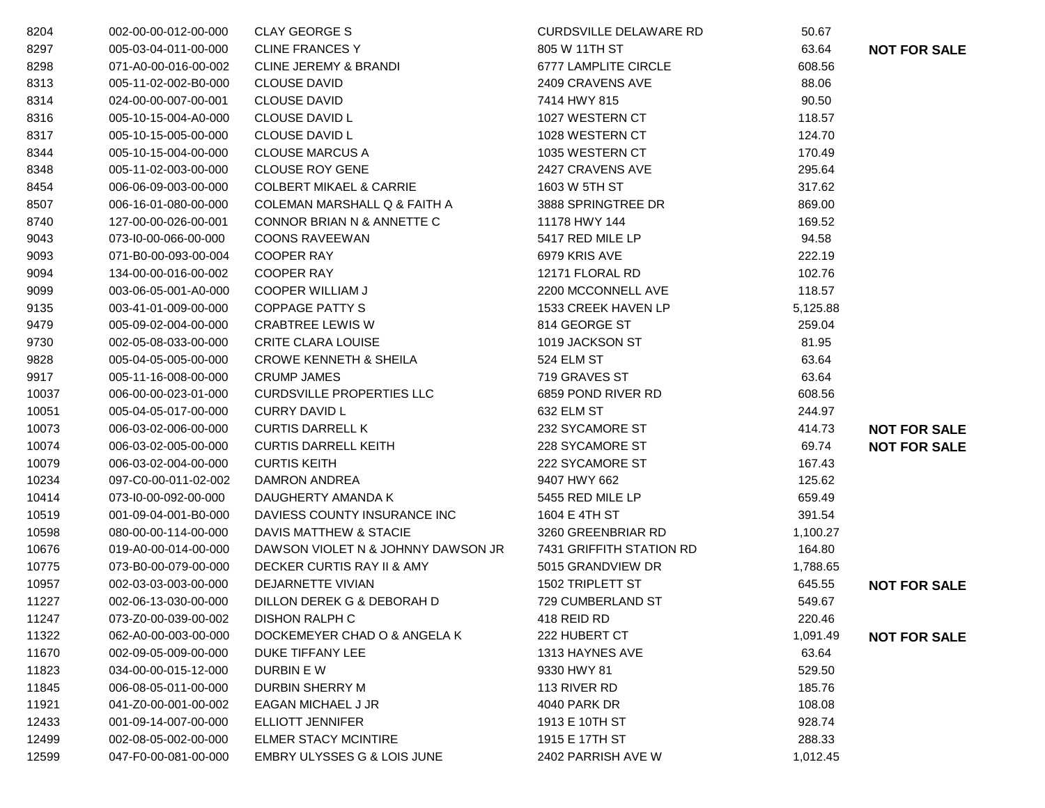| | | | | | |
|---|---|---|---|---|---|
| 8204 | 002-00-00-012-00-000 | CLAY GEORGE S | CURDSVILLE DELAWARE RD | 50.67 | |
| 8297 | 005-03-04-011-00-000 | CLINE FRANCES Y | 805 W 11TH ST | 63.64 | **NOT FOR SALE** |
| 8298 | 071-A0-00-016-00-002 | CLINE JEREMY & BRANDI | 6777 LAMPLITE CIRCLE | 608.56 | |
| 8313 | 005-11-02-002-B0-000 | CLOUSE DAVID | 2409 CRAVENS AVE | 88.06 | |
| 8314 | 024-00-00-007-00-001 | CLOUSE DAVID | 7414 HWY 815 | 90.50 | |
| 8316 | 005-10-15-004-A0-000 | CLOUSE DAVID L | 1027 WESTERN CT | 118.57 | |
| 8317 | 005-10-15-005-00-000 | CLOUSE DAVID L | 1028 WESTERN CT | 124.70 | |
| 8344 | 005-10-15-004-00-000 | CLOUSE MARCUS A | 1035 WESTERN CT | 170.49 | |
| 8348 | 005-11-02-003-00-000 | CLOUSE ROY GENE | 2427 CRAVENS AVE | 295.64 | |
| 8454 | 006-06-09-003-00-000 | COLBERT MIKAEL & CARRIE | 1603 W 5TH ST | 317.62 | |
| 8507 | 006-16-01-080-00-000 | COLEMAN MARSHALL Q & FAITH A | 3888 SPRINGTREE DR | 869.00 | |
| 8740 | 127-00-00-026-00-001 | CONNOR BRIAN N & ANNETTE C | 11178 HWY 144 | 169.52 | |
| 9043 | 073-I0-00-066-00-000 | COONS RAVEEWAN | 5417 RED MILE LP | 94.58 | |
| 9093 | 071-B0-00-093-00-004 | COOPER RAY | 6979 KRIS AVE | 222.19 | |
| 9094 | 134-00-00-016-00-002 | COOPER RAY | 12171 FLORAL RD | 102.76 | |
| 9099 | 003-06-05-001-A0-000 | COOPER WILLIAM J | 2200 MCCONNELL AVE | 118.57 | |
| 9135 | 003-41-01-009-00-000 | COPPAGE PATTY S | 1533 CREEK HAVEN LP | 5,125.88 | |
| 9479 | 005-09-02-004-00-000 | CRABTREE LEWIS W | 814 GEORGE ST | 259.04 | |
| 9730 | 002-05-08-033-00-000 | CRITE CLARA LOUISE | 1019 JACKSON ST | 81.95 | |
| 9828 | 005-04-05-005-00-000 | CROWE KENNETH & SHEILA | 524 ELM ST | 63.64 | |
| 9917 | 005-11-16-008-00-000 | CRUMP JAMES | 719 GRAVES ST | 63.64 | |
| 10037 | 006-00-00-023-01-000 | CURDSVILLE PROPERTIES LLC | 6859 POND RIVER RD | 608.56 | |
| 10051 | 005-04-05-017-00-000 | CURRY DAVID L | 632 ELM ST | 244.97 | |
| 10073 | 006-03-02-006-00-000 | CURTIS DARRELL K | 232 SYCAMORE ST | 414.73 | **NOT FOR SALE** |
| 10074 | 006-03-02-005-00-000 | CURTIS DARRELL KEITH | 228 SYCAMORE ST | 69.74 | **NOT FOR SALE** |
| 10079 | 006-03-02-004-00-000 | CURTIS KEITH | 222 SYCAMORE ST | 167.43 | |
| 10234 | 097-C0-00-011-02-002 | DAMRON ANDREA | 9407 HWY 662 | 125.62 | |
| 10414 | 073-I0-00-092-00-000 | DAUGHERTY AMANDA K | 5455 RED MILE LP | 659.49 | |
| 10519 | 001-09-04-001-B0-000 | DAVIESS COUNTY INSURANCE INC | 1604 E 4TH ST | 391.54 | |
| 10598 | 080-00-00-114-00-000 | DAVIS MATTHEW & STACIE | 3260 GREENBRIAR RD | 1,100.27 | |
| 10676 | 019-A0-00-014-00-000 | DAWSON VIOLET N & JOHNNY DAWSON JR | 7431 GRIFFITH STATION RD | 164.80 | |
| 10775 | 073-B0-00-079-00-000 | DECKER CURTIS RAY II & AMY | 5015 GRANDVIEW DR | 1,788.65 | |
| 10957 | 002-03-03-003-00-000 | DEJARNETTE VIVIAN | 1502 TRIPLETT ST | 645.55 | **NOT FOR SALE** |
| 11227 | 002-06-13-030-00-000 | DILLON DEREK G & DEBORAH D | 729 CUMBERLAND ST | 549.67 | |
| 11247 | 073-Z0-00-039-00-002 | DISHON RALPH C | 418 REID RD | 220.46 | |
| 11322 | 062-A0-00-003-00-000 | DOCKEMEYER CHAD O & ANGELA K | 222 HUBERT CT | 1,091.49 | **NOT FOR SALE** |
| 11670 | 002-09-05-009-00-000 | DUKE TIFFANY LEE | 1313 HAYNES AVE | 63.64 | |
| 11823 | 034-00-00-015-12-000 | DURBIN E W | 9330 HWY 81 | 529.50 | |
| 11845 | 006-08-05-011-00-000 | DURBIN SHERRY M | 113 RIVER RD | 185.76 | |
| 11921 | 041-Z0-00-001-00-002 | EAGAN MICHAEL J JR | 4040 PARK DR | 108.08 | |
| 12433 | 001-09-14-007-00-000 | ELLIOTT JENNIFER | 1913 E 10TH ST | 928.74 | |
| 12499 | 002-08-05-002-00-000 | ELMER STACY MCINTIRE | 1915 E 17TH ST | 288.33 | |
| 12599 | 047-F0-00-081-00-000 | EMBRY ULYSSES G & LOIS JUNE | 2402 PARRISH AVE W | 1,012.45 | |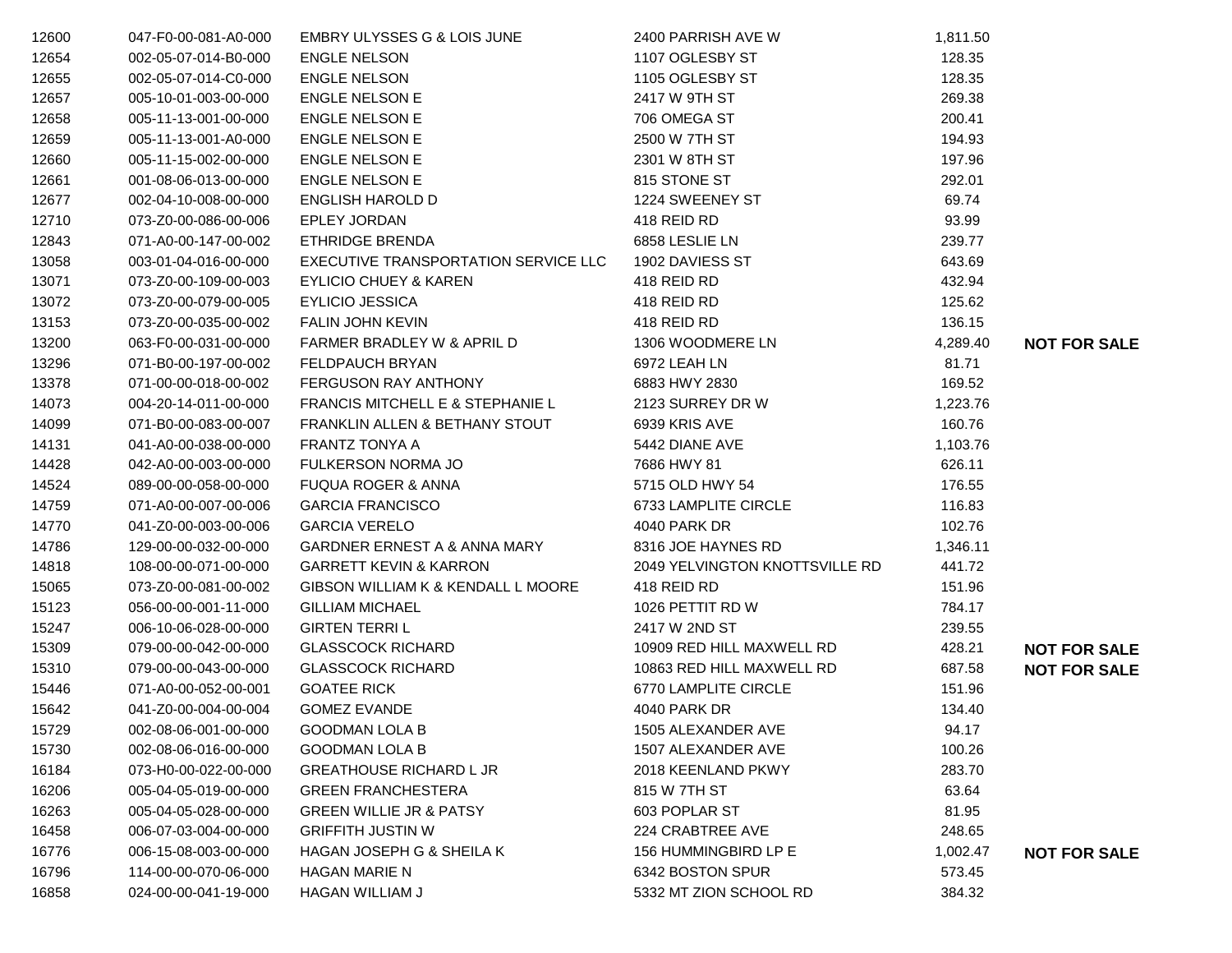| | | | | | |
|---|---|---|---|---|---|
| 12600 | 047-F0-00-081-A0-000 | EMBRY ULYSSES G & LOIS JUNE | 2400 PARRISH AVE W | 1,811.50 | |
| 12654 | 002-05-07-014-B0-000 | ENGLE NELSON | 1107 OGLESBY ST | 128.35 | |
| 12655 | 002-05-07-014-C0-000 | ENGLE NELSON | 1105 OGLESBY ST | 128.35 | |
| 12657 | 005-10-01-003-00-000 | ENGLE NELSON E | 2417 W 9TH ST | 269.38 | |
| 12658 | 005-11-13-001-00-000 | ENGLE NELSON E | 706 OMEGA ST | 200.41 | |
| 12659 | 005-11-13-001-A0-000 | ENGLE NELSON E | 2500 W 7TH ST | 194.93 | |
| 12660 | 005-11-15-002-00-000 | ENGLE NELSON E | 2301 W 8TH ST | 197.96 | |
| 12661 | 001-08-06-013-00-000 | ENGLE NELSON E | 815 STONE ST | 292.01 | |
| 12677 | 002-04-10-008-00-000 | ENGLISH HAROLD D | 1224 SWEENEY ST | 69.74 | |
| 12710 | 073-Z0-00-086-00-006 | EPLEY JORDAN | 418 REID RD | 93.99 | |
| 12843 | 071-A0-00-147-00-002 | ETHRIDGE BRENDA | 6858 LESLIE LN | 239.77 | |
| 13058 | 003-01-04-016-00-000 | EXECUTIVE TRANSPORTATION SERVICE LLC | 1902 DAVIESS ST | 643.69 | |
| 13071 | 073-Z0-00-109-00-003 | EYLICIO CHUEY & KAREN | 418 REID RD | 432.94 | |
| 13072 | 073-Z0-00-079-00-005 | EYLICIO JESSICA | 418 REID RD | 125.62 | |
| 13153 | 073-Z0-00-035-00-002 | FALIN JOHN KEVIN | 418 REID RD | 136.15 | |
| 13200 | 063-F0-00-031-00-000 | FARMER BRADLEY W & APRIL D | 1306 WOODMERE LN | 4,289.40 | **NOT FOR SALE** |
| 13296 | 071-B0-00-197-00-002 | FELDPAUCH BRYAN | 6972 LEAH LN | 81.71 | |
| 13378 | 071-00-00-018-00-002 | FERGUSON RAY ANTHONY | 6883 HWY 2830 | 169.52 | |
| 14073 | 004-20-14-011-00-000 | FRANCIS MITCHELL E & STEPHANIE L | 2123 SURREY DR W | 1,223.76 | |
| 14099 | 071-B0-00-083-00-007 | FRANKLIN ALLEN & BETHANY STOUT | 6939 KRIS AVE | 160.76 | |
| 14131 | 041-A0-00-038-00-000 | FRANTZ TONYA A | 5442 DIANE AVE | 1,103.76 | |
| 14428 | 042-A0-00-003-00-000 | FULKERSON NORMA JO | 7686 HWY 81 | 626.11 | |
| 14524 | 089-00-00-058-00-000 | FUQUA ROGER & ANNA | 5715 OLD HWY 54 | 176.55 | |
| 14759 | 071-A0-00-007-00-006 | GARCIA FRANCISCO | 6733 LAMPLITE CIRCLE | 116.83 | |
| 14770 | 041-Z0-00-003-00-006 | GARCIA VERELO | 4040 PARK DR | 102.76 | |
| 14786 | 129-00-00-032-00-000 | GARDNER ERNEST A & ANNA MARY | 8316 JOE HAYNES RD | 1,346.11 | |
| 14818 | 108-00-00-071-00-000 | GARRETT KEVIN & KARRON | 2049 YELVINGTON KNOTTSVILLE RD | 441.72 | |
| 15065 | 073-Z0-00-081-00-002 | GIBSON WILLIAM K & KENDALL L MOORE | 418 REID RD | 151.96 | |
| 15123 | 056-00-00-001-11-000 | GILLIAM MICHAEL | 1026 PETTIT RD W | 784.17 | |
| 15247 | 006-10-06-028-00-000 | GIRTEN TERRI L | 2417 W 2ND ST | 239.55 | |
| 15309 | 079-00-00-042-00-000 | GLASSCOCK RICHARD | 10909 RED HILL MAXWELL RD | 428.21 | **NOT FOR SALE** |
| 15310 | 079-00-00-043-00-000 | GLASSCOCK RICHARD | 10863 RED HILL MAXWELL RD | 687.58 | **NOT FOR SALE** |
| 15446 | 071-A0-00-052-00-001 | GOATEE RICK | 6770 LAMPLITE CIRCLE | 151.96 | |
| 15642 | 041-Z0-00-004-00-004 | GOMEZ EVANDE | 4040 PARK DR | 134.40 | |
| 15729 | 002-08-06-001-00-000 | GOODMAN LOLA B | 1505 ALEXANDER AVE | 94.17 | |
| 15730 | 002-08-06-016-00-000 | GOODMAN LOLA B | 1507 ALEXANDER AVE | 100.26 | |
| 16184 | 073-H0-00-022-00-000 | GREATHOUSE RICHARD L JR | 2018 KEENLAND PKWY | 283.70 | |
| 16206 | 005-04-05-019-00-000 | GREEN FRANCHESTERA | 815 W 7TH ST | 63.64 | |
| 16263 | 005-04-05-028-00-000 | GREEN WILLIE JR & PATSY | 603 POPLAR ST | 81.95 | |
| 16458 | 006-07-03-004-00-000 | GRIFFITH JUSTIN W | 224 CRABTREE AVE | 248.65 | |
| 16776 | 006-15-08-003-00-000 | HAGAN JOSEPH G & SHEILA K | 156 HUMMINGBIRD LP E | 1,002.47 | **NOT FOR SALE** |
| 16796 | 114-00-00-070-06-000 | HAGAN MARIE N | 6342 BOSTON SPUR | 573.45 | |
| 16858 | 024-00-00-041-19-000 | HAGAN WILLIAM J | 5332 MT ZION SCHOOL RD | 384.32 | |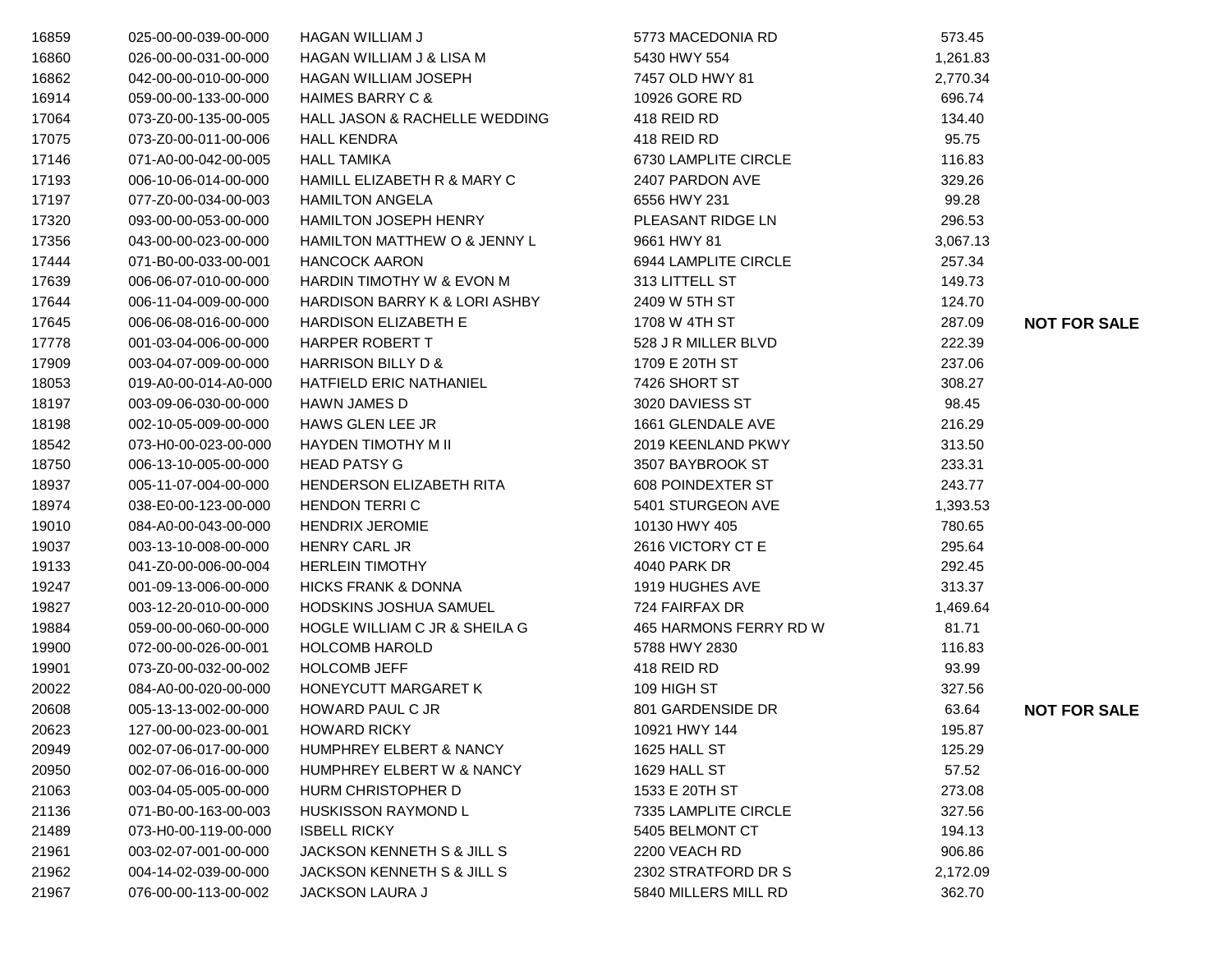| | | | | | |
|---|---|---|---|---|---|
| 16859 | 025-00-00-039-00-000 | HAGAN WILLIAM J | 5773 MACEDONIA RD | 573.45 | |
| 16860 | 026-00-00-031-00-000 | HAGAN WILLIAM J & LISA M | 5430 HWY 554 | 1,261.83 | |
| 16862 | 042-00-00-010-00-000 | HAGAN WILLIAM JOSEPH | 7457 OLD HWY 81 | 2,770.34 | |
| 16914 | 059-00-00-133-00-000 | HAIMES BARRY C & | 10926 GORE RD | 696.74 | |
| 17064 | 073-Z0-00-135-00-005 | HALL JASON & RACHELLE WEDDING | 418 REID RD | 134.40 | |
| 17075 | 073-Z0-00-011-00-006 | HALL KENDRA | 418 REID RD | 95.75 | |
| 17146 | 071-A0-00-042-00-005 | HALL TAMIKA | 6730 LAMPLITE CIRCLE | 116.83 | |
| 17193 | 006-10-06-014-00-000 | HAMILL ELIZABETH R & MARY C | 2407 PARDON AVE | 329.26 | |
| 17197 | 077-Z0-00-034-00-003 | HAMILTON ANGELA | 6556 HWY 231 | 99.28 | |
| 17320 | 093-00-00-053-00-000 | HAMILTON JOSEPH HENRY | PLEASANT RIDGE LN | 296.53 | |
| 17356 | 043-00-00-023-00-000 | HAMILTON MATTHEW O & JENNY L | 9661 HWY 81 | 3,067.13 | |
| 17444 | 071-B0-00-033-00-001 | HANCOCK AARON | 6944 LAMPLITE CIRCLE | 257.34 | |
| 17639 | 006-06-07-010-00-000 | HARDIN TIMOTHY W & EVON M | 313 LITTELL ST | 149.73 | |
| 17644 | 006-11-04-009-00-000 | HARDISON BARRY K & LORI ASHBY | 2409 W 5TH ST | 124.70 | |
| 17645 | 006-06-08-016-00-000 | HARDISON ELIZABETH E | 1708 W 4TH ST | 287.09 | **NOT FOR SALE** |
| 17778 | 001-03-04-006-00-000 | HARPER ROBERT T | 528 J R MILLER BLVD | 222.39 | |
| 17909 | 003-04-07-009-00-000 | HARRISON BILLY D & | 1709 E 20TH ST | 237.06 | |
| 18053 | 019-A0-00-014-A0-000 | HATFIELD ERIC NATHANIEL | 7426 SHORT ST | 308.27 | |
| 18197 | 003-09-06-030-00-000 | HAWN JAMES D | 3020 DAVIESS ST | 98.45 | |
| 18198 | 002-10-05-009-00-000 | HAWS GLEN LEE JR | 1661 GLENDALE AVE | 216.29 | |
| 18542 | 073-H0-00-023-00-000 | HAYDEN TIMOTHY M II | 2019 KEENLAND PKWY | 313.50 | |
| 18750 | 006-13-10-005-00-000 | HEAD PATSY G | 3507 BAYBROOK ST | 233.31 | |
| 18937 | 005-11-07-004-00-000 | HENDERSON ELIZABETH RITA | 608 POINDEXTER ST | 243.77 | |
| 18974 | 038-E0-00-123-00-000 | HENDON TERRI C | 5401 STURGEON AVE | 1,393.53 | |
| 19010 | 084-A0-00-043-00-000 | HENDRIX JEROMIE | 10130 HWY 405 | 780.65 | |
| 19037 | 003-13-10-008-00-000 | HENRY CARL JR | 2616 VICTORY CT E | 295.64 | |
| 19133 | 041-Z0-00-006-00-004 | HERLEIN TIMOTHY | 4040 PARK DR | 292.45 | |
| 19247 | 001-09-13-006-00-000 | HICKS FRANK & DONNA | 1919 HUGHES AVE | 313.37 | |
| 19827 | 003-12-20-010-00-000 | HODSKINS JOSHUA SAMUEL | 724 FAIRFAX DR | 1,469.64 | |
| 19884 | 059-00-00-060-00-000 | HOGLE WILLIAM C JR & SHEILA G | 465 HARMONS FERRY RD W | 81.71 | |
| 19900 | 072-00-00-026-00-001 | HOLCOMB HAROLD | 5788 HWY 2830 | 116.83 | |
| 19901 | 073-Z0-00-032-00-002 | HOLCOMB JEFF | 418 REID RD | 93.99 | |
| 20022 | 084-A0-00-020-00-000 | HONEYCUTT MARGARET K | 109 HIGH ST | 327.56 | |
| 20608 | 005-13-13-002-00-000 | HOWARD PAUL C JR | 801 GARDENSIDE DR | 63.64 | **NOT FOR SALE** |
| 20623 | 127-00-00-023-00-001 | HOWARD RICKY | 10921 HWY 144 | 195.87 | |
| 20949 | 002-07-06-017-00-000 | HUMPHREY ELBERT & NANCY | 1625 HALL ST | 125.29 | |
| 20950 | 002-07-06-016-00-000 | HUMPHREY ELBERT W & NANCY | 1629 HALL ST | 57.52 | |
| 21063 | 003-04-05-005-00-000 | HURM CHRISTOPHER D | 1533 E 20TH ST | 273.08 | |
| 21136 | 071-B0-00-163-00-003 | HUSKISSON RAYMOND L | 7335 LAMPLITE CIRCLE | 327.56 | |
| 21489 | 073-H0-00-119-00-000 | ISBELL RICKY | 5405 BELMONT CT | 194.13 | |
| 21961 | 003-02-07-001-00-000 | JACKSON KENNETH S & JILL S | 2200 VEACH RD | 906.86 | |
| 21962 | 004-14-02-039-00-000 | JACKSON KENNETH S & JILL S | 2302 STRATFORD DR S | 2,172.09 | |
| 21967 | 076-00-00-113-00-002 | JACKSON LAURA J | 5840 MILLERS MILL RD | 362.70 | |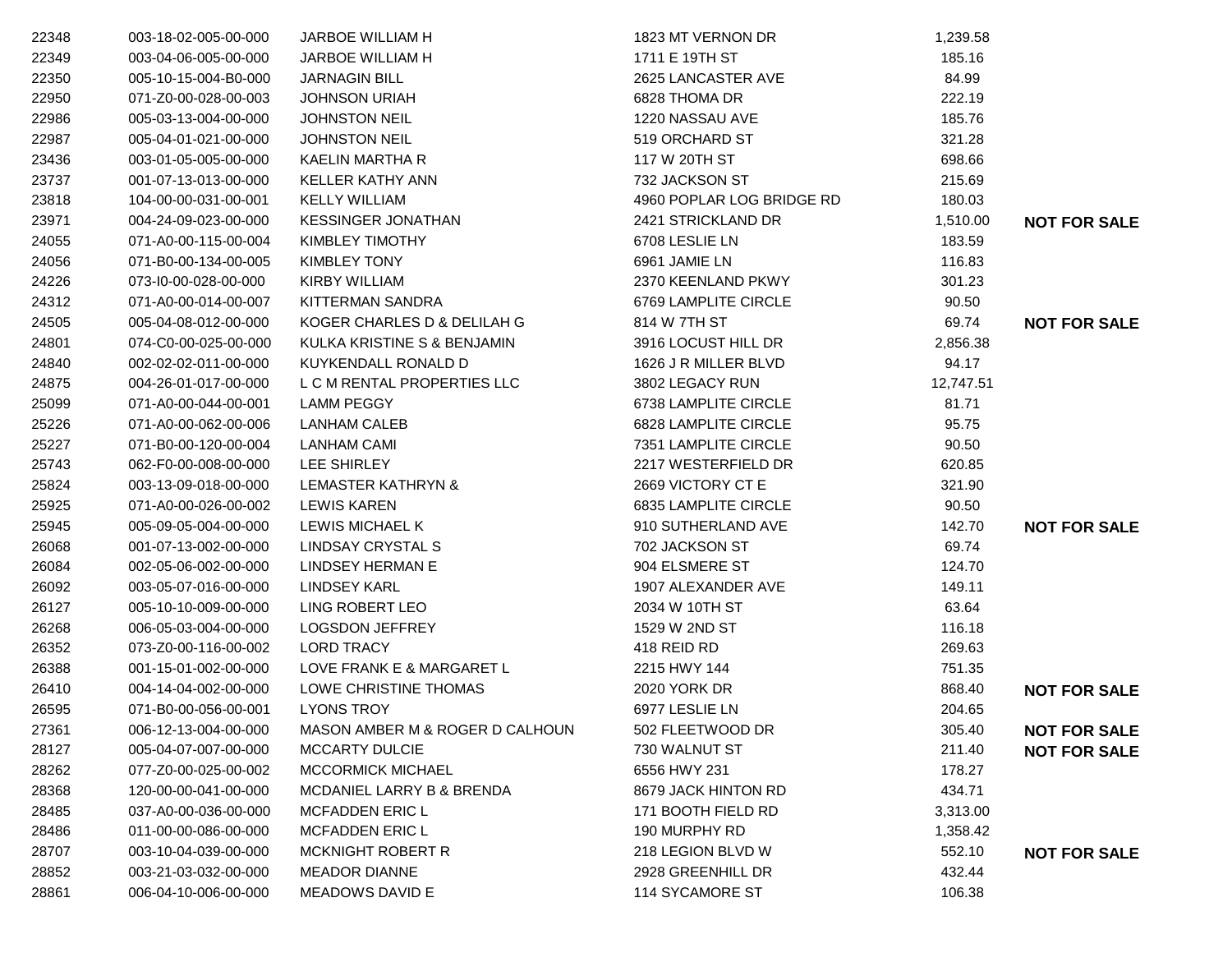| | | | | | |
|---|---|---|---|---|---|
| 22348 | 003-18-02-005-00-000 | JARBOE WILLIAM H | 1823 MT VERNON DR | 1,239.58 | |
| 22349 | 003-04-06-005-00-000 | JARBOE WILLIAM H | 1711 E 19TH ST | 185.16 | |
| 22350 | 005-10-15-004-B0-000 | JARNAGIN BILL | 2625 LANCASTER AVE | 84.99 | |
| 22950 | 071-Z0-00-028-00-003 | JOHNSON URIAH | 6828 THOMA DR | 222.19 | |
| 22986 | 005-03-13-004-00-000 | JOHNSTON NEIL | 1220 NASSAU AVE | 185.76 | |
| 22987 | 005-04-01-021-00-000 | JOHNSTON NEIL | 519 ORCHARD ST | 321.28 | |
| 23436 | 003-01-05-005-00-000 | KAELIN MARTHA R | 117 W 20TH ST | 698.66 | |
| 23737 | 001-07-13-013-00-000 | KELLER KATHY ANN | 732 JACKSON ST | 215.69 | |
| 23818 | 104-00-00-031-00-001 | KELLY WILLIAM | 4960 POPLAR LOG BRIDGE RD | 180.03 | |
| 23971 | 004-24-09-023-00-000 | KESSINGER JONATHAN | 2421 STRICKLAND DR | 1,510.00 | **NOT FOR SALE** |
| 24055 | 071-A0-00-115-00-004 | KIMBLEY TIMOTHY | 6708 LESLIE LN | 183.59 | |
| 24056 | 071-B0-00-134-00-005 | KIMBLEY TONY | 6961 JAMIE LN | 116.83 | |
| 24226 | 073-I0-00-028-00-000 | KIRBY WILLIAM | 2370 KEENLAND PKWY | 301.23 | |
| 24312 | 071-A0-00-014-00-007 | KITTERMAN SANDRA | 6769 LAMPLITE CIRCLE | 90.50 | |
| 24505 | 005-04-08-012-00-000 | KOGER CHARLES D & DELILAH G | 814 W 7TH ST | 69.74 | **NOT FOR SALE** |
| 24801 | 074-C0-00-025-00-000 | KULKA KRISTINE S & BENJAMIN | 3916 LOCUST HILL DR | 2,856.38 | |
| 24840 | 002-02-02-011-00-000 | KUYKENDALL RONALD D | 1626 J R MILLER BLVD | 94.17 | |
| 24875 | 004-26-01-017-00-000 | L C M RENTAL PROPERTIES LLC | 3802 LEGACY RUN | 12,747.51 | |
| 25099 | 071-A0-00-044-00-001 | LAMM PEGGY | 6738 LAMPLITE CIRCLE | 81.71 | |
| 25226 | 071-A0-00-062-00-006 | LANHAM CALEB | 6828 LAMPLITE CIRCLE | 95.75 | |
| 25227 | 071-B0-00-120-00-004 | LANHAM CAMI | 7351 LAMPLITE CIRCLE | 90.50 | |
| 25743 | 062-F0-00-008-00-000 | LEE SHIRLEY | 2217 WESTERFIELD DR | 620.85 | |
| 25824 | 003-13-09-018-00-000 | LEMASTER KATHRYN & | 2669 VICTORY CT E | 321.90 | |
| 25925 | 071-A0-00-026-00-002 | LEWIS KAREN | 6835 LAMPLITE CIRCLE | 90.50 | |
| 25945 | 005-09-05-004-00-000 | LEWIS MICHAEL K | 910 SUTHERLAND AVE | 142.70 | **NOT FOR SALE** |
| 26068 | 001-07-13-002-00-000 | LINDSAY CRYSTAL S | 702 JACKSON ST | 69.74 | |
| 26084 | 002-05-06-002-00-000 | LINDSEY HERMAN E | 904 ELSMERE ST | 124.70 | |
| 26092 | 003-05-07-016-00-000 | LINDSEY KARL | 1907 ALEXANDER AVE | 149.11 | |
| 26127 | 005-10-10-009-00-000 | LING ROBERT LEO | 2034 W 10TH ST | 63.64 | |
| 26268 | 006-05-03-004-00-000 | LOGSDON JEFFREY | 1529 W 2ND ST | 116.18 | |
| 26352 | 073-Z0-00-116-00-002 | LORD TRACY | 418 REID RD | 269.63 | |
| 26388 | 001-15-01-002-00-000 | LOVE FRANK E & MARGARET L | 2215 HWY 144 | 751.35 | |
| 26410 | 004-14-04-002-00-000 | LOWE CHRISTINE THOMAS | 2020 YORK DR | 868.40 | **NOT FOR SALE** |
| 26595 | 071-B0-00-056-00-001 | LYONS TROY | 6977 LESLIE LN | 204.65 | |
| 27361 | 006-12-13-004-00-000 | MASON AMBER M & ROGER D CALHOUN | 502 FLEETWOOD DR | 305.40 | **NOT FOR SALE** |
| 28127 | 005-04-07-007-00-000 | MCCARTY DULCIE | 730 WALNUT ST | 211.40 | **NOT FOR SALE** |
| 28262 | 077-Z0-00-025-00-002 | MCCORMICK MICHAEL | 6556 HWY 231 | 178.27 | |
| 28368 | 120-00-00-041-00-000 | MCDANIEL LARRY B & BRENDA | 8679 JACK HINTON RD | 434.71 | |
| 28485 | 037-A0-00-036-00-000 | MCFADDEN ERIC L | 171 BOOTH FIELD RD | 3,313.00 | |
| 28486 | 011-00-00-086-00-000 | MCFADDEN ERIC L | 190 MURPHY RD | 1,358.42 | |
| 28707 | 003-10-04-039-00-000 | MCKNIGHT ROBERT R | 218 LEGION BLVD W | 552.10 | **NOT FOR SALE** |
| 28852 | 003-21-03-032-00-000 | MEADOR DIANNE | 2928 GREENHILL DR | 432.44 | |
| 28861 | 006-04-10-006-00-000 | MEADOWS DAVID E | 114 SYCAMORE ST | 106.38 | |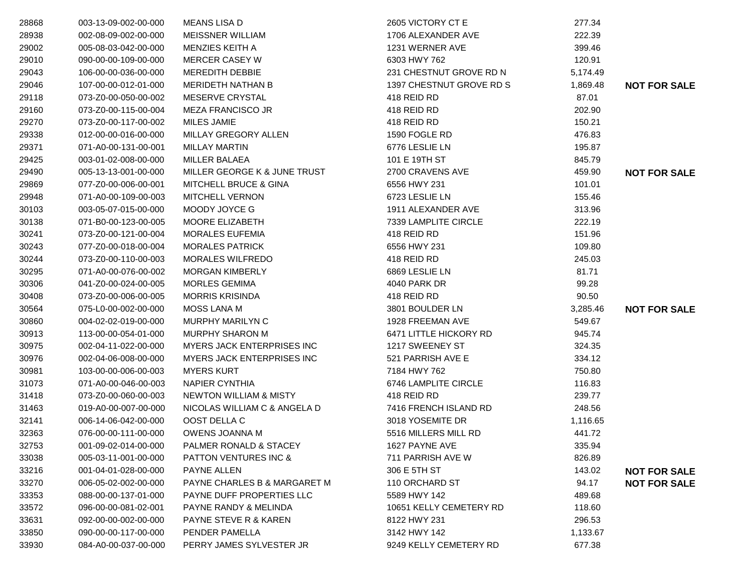| | | | | | |
|---|---|---|---|---|---|
| 28868 | 003-13-09-002-00-000 | MEANS LISA D | 2605 VICTORY CT E | 277.34 | |
| 28938 | 002-08-09-002-00-000 | MEISSNER WILLIAM | 1706 ALEXANDER AVE | 222.39 | |
| 29002 | 005-08-03-042-00-000 | MENZIES KEITH A | 1231 WERNER AVE | 399.46 | |
| 29010 | 090-00-00-109-00-000 | MERCER CASEY W | 6303 HWY 762 | 120.91 | |
| 29043 | 106-00-00-036-00-000 | MEREDITH DEBBIE | 231 CHESTNUT GROVE RD N | 5,174.49 | |
| 29046 | 107-00-00-012-01-000 | MERIDETH NATHAN B | 1397 CHESTNUT GROVE RD S | 1,869.48 | **NOT FOR SALE** |
| 29118 | 073-Z0-00-050-00-002 | MESERVE CRYSTAL | 418 REID RD | 87.01 | |
| 29160 | 073-Z0-00-115-00-004 | MEZA FRANCISCO JR | 418 REID RD | 202.90 | |
| 29270 | 073-Z0-00-117-00-002 | MILES JAMIE | 418 REID RD | 150.21 | |
| 29338 | 012-00-00-016-00-000 | MILLAY GREGORY ALLEN | 1590 FOGLE RD | 476.83 | |
| 29371 | 071-A0-00-131-00-001 | MILLAY MARTIN | 6776 LESLIE LN | 195.87 | |
| 29425 | 003-01-02-008-00-000 | MILLER BALAEA | 101 E 19TH ST | 845.79 | |
| 29490 | 005-13-13-001-00-000 | MILLER GEORGE K & JUNE TRUST | 2700 CRAVENS AVE | 459.90 | **NOT FOR SALE** |
| 29869 | 077-Z0-00-006-00-001 | MITCHELL BRUCE & GINA | 6556 HWY 231 | 101.01 | |
| 29948 | 071-A0-00-109-00-003 | MITCHELL VERNON | 6723 LESLIE LN | 155.46 | |
| 30103 | 003-05-07-015-00-000 | MOODY JOYCE G | 1911 ALEXANDER AVE | 313.96 | |
| 30138 | 071-B0-00-123-00-005 | MOORE ELIZABETH | 7339 LAMPLITE CIRCLE | 222.19 | |
| 30241 | 073-Z0-00-121-00-004 | MORALES EUFEMIA | 418 REID RD | 151.96 | |
| 30243 | 077-Z0-00-018-00-004 | MORALES PATRICK | 6556 HWY 231 | 109.80 | |
| 30244 | 073-Z0-00-110-00-003 | MORALES WILFREDO | 418 REID RD | 245.03 | |
| 30295 | 071-A0-00-076-00-002 | MORGAN KIMBERLY | 6869 LESLIE LN | 81.71 | |
| 30306 | 041-Z0-00-024-00-005 | MORLES GEMIMA | 4040 PARK DR | 99.28 | |
| 30408 | 073-Z0-00-006-00-005 | MORRIS KRISINDA | 418 REID RD | 90.50 | |
| 30564 | 075-L0-00-002-00-000 | MOSS LANA M | 3801 BOULDER LN | 3,285.46 | **NOT FOR SALE** |
| 30860 | 004-02-02-019-00-000 | MURPHY MARILYN C | 1928 FREEMAN AVE | 549.67 | |
| 30913 | 113-00-00-054-01-000 | MURPHY SHARON M | 6471 LITTLE HICKORY RD | 945.74 | |
| 30975 | 002-04-11-022-00-000 | MYERS JACK ENTERPRISES INC | 1217 SWEENEY ST | 324.35 | |
| 30976 | 002-04-06-008-00-000 | MYERS JACK ENTERPRISES INC | 521 PARRISH AVE E | 334.12 | |
| 30981 | 103-00-00-006-00-003 | MYERS KURT | 7184 HWY 762 | 750.80 | |
| 31073 | 071-A0-00-046-00-003 | NAPIER CYNTHIA | 6746 LAMPLITE CIRCLE | 116.83 | |
| 31418 | 073-Z0-00-060-00-003 | NEWTON WILLIAM & MISTY | 418 REID RD | 239.77 | |
| 31463 | 019-A0-00-007-00-000 | NICOLAS WILLIAM C & ANGELA D | 7416 FRENCH ISLAND RD | 248.56 | |
| 32141 | 006-14-06-042-00-000 | OOST DELLA C | 3018 YOSEMITE DR | 1,116.65 | |
| 32363 | 076-00-00-111-00-000 | OWENS JOANNA M | 5516 MILLERS MILL RD | 441.72 | |
| 32753 | 001-09-02-014-00-000 | PALMER RONALD & STACEY | 1627 PAYNE AVE | 335.94 | |
| 33038 | 005-03-11-001-00-000 | PATTON VENTURES INC & | 711 PARRISH AVE W | 826.89 | |
| 33216 | 001-04-01-028-00-000 | PAYNE ALLEN | 306 E 5TH ST | 143.02 | **NOT FOR SALE** |
| 33270 | 006-05-02-002-00-000 | PAYNE CHARLES B & MARGARET M | 110 ORCHARD ST | 94.17 | **NOT FOR SALE** |
| 33353 | 088-00-00-137-01-000 | PAYNE DUFF PROPERTIES LLC | 5589 HWY 142 | 489.68 | |
| 33572 | 096-00-00-081-02-001 | PAYNE RANDY & MELINDA | 10651 KELLY CEMETERY RD | 118.60 | |
| 33631 | 092-00-00-002-00-000 | PAYNE STEVE R & KAREN | 8122 HWY 231 | 296.53 | |
| 33850 | 090-00-00-117-00-000 | PENDER PAMELLA | 3142 HWY 142 | 1,133.67 | |
| 33930 | 084-A0-00-037-00-000 | PERRY JAMES SYLVESTER JR | 9249 KELLY CEMETERY RD | 677.38 | |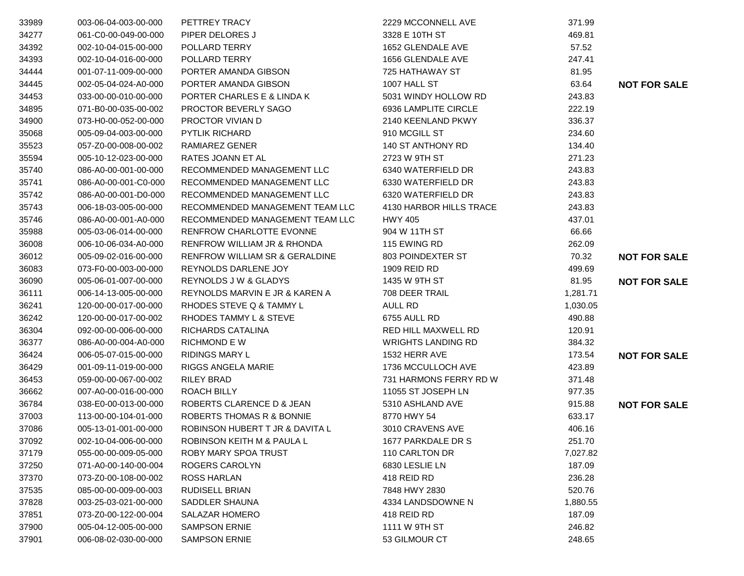| | | | | | |
|---|---|---|---|---|---|
| 33989 | 003-06-04-003-00-000 | PETTREY TRACY | 2229 MCCONNELL AVE | 371.99 | |
| 34277 | 061-C0-00-049-00-000 | PIPER DELORES J | 3328 E 10TH ST | 469.81 | |
| 34392 | 002-10-04-015-00-000 | POLLARD TERRY | 1652 GLENDALE AVE | 57.52 | |
| 34393 | 002-10-04-016-00-000 | POLLARD TERRY | 1656 GLENDALE AVE | 247.41 | |
| 34444 | 001-07-11-009-00-000 | PORTER AMANDA GIBSON | 725 HATHAWAY ST | 81.95 | |
| 34445 | 002-05-04-024-A0-000 | PORTER AMANDA GIBSON | 1007 HALL ST | 63.64 | **NOT FOR SALE** |
| 34453 | 033-00-00-010-00-000 | PORTER CHARLES E & LINDA K | 5031 WINDY HOLLOW RD | 243.83 | |
| 34895 | 071-B0-00-035-00-002 | PROCTOR BEVERLY SAGO | 6936 LAMPLITE CIRCLE | 222.19 | |
| 34900 | 073-H0-00-052-00-000 | PROCTOR VIVIAN D | 2140 KEENLAND PKWY | 336.37 | |
| 35068 | 005-09-04-003-00-000 | PYTLIK RICHARD | 910 MCGILL ST | 234.60 | |
| 35523 | 057-Z0-00-008-00-002 | RAMIAREZ GENER | 140 ST ANTHONY RD | 134.40 | |
| 35594 | 005-10-12-023-00-000 | RATES JOANN ET AL | 2723 W 9TH ST | 271.23 | |
| 35740 | 086-A0-00-001-00-000 | RECOMMENDED MANAGEMENT LLC | 6340 WATERFIELD DR | 243.83 | |
| 35741 | 086-A0-00-001-C0-000 | RECOMMENDED MANAGEMENT LLC | 6330 WATERFIELD DR | 243.83 | |
| 35742 | 086-A0-00-001-D0-000 | RECOMMENDED MANAGEMENT LLC | 6320 WATERFIELD DR | 243.83 | |
| 35743 | 006-18-03-005-00-000 | RECOMMENDED MANAGEMENT TEAM LLC | 4130 HARBOR HILLS TRACE | 243.83 | |
| 35746 | 086-A0-00-001-A0-000 | RECOMMENDED MANAGEMENT TEAM LLC | HWY 405 | 437.01 | |
| 35988 | 005-03-06-014-00-000 | RENFROW CHARLOTTE EVONNE | 904 W 11TH ST | 66.66 | |
| 36008 | 006-10-06-034-A0-000 | RENFROW WILLIAM JR & RHONDA | 115 EWING RD | 262.09 | |
| 36012 | 005-09-02-016-00-000 | RENFROW WILLIAM SR & GERALDINE | 803 POINDEXTER ST | 70.32 | **NOT FOR SALE** |
| 36083 | 073-F0-00-003-00-000 | REYNOLDS DARLENE JOY | 1909 REID RD | 499.69 | |
| 36090 | 005-06-01-007-00-000 | REYNOLDS J W & GLADYS | 1435 W 9TH ST | 81.95 | **NOT FOR SALE** |
| 36111 | 006-14-13-005-00-000 | REYNOLDS MARVIN E JR & KAREN A | 708 DEER TRAIL | 1,281.71 | |
| 36241 | 120-00-00-017-00-000 | RHODES STEVE Q & TAMMY L | AULL RD | 1,030.05 | |
| 36242 | 120-00-00-017-00-002 | RHODES TAMMY L & STEVE | 6755 AULL RD | 490.88 | |
| 36304 | 092-00-00-006-00-000 | RICHARDS CATALINA | RED HILL MAXWELL RD | 120.91 | |
| 36377 | 086-A0-00-004-A0-000 | RICHMOND E W | WRIGHTS LANDING RD | 384.32 | |
| 36424 | 006-05-07-015-00-000 | RIDINGS MARY L | 1532 HERR AVE | 173.54 | **NOT FOR SALE** |
| 36429 | 001-09-11-019-00-000 | RIGGS ANGELA MARIE | 1736 MCCULLOCH AVE | 423.89 | |
| 36453 | 059-00-00-067-00-002 | RILEY BRAD | 731 HARMONS FERRY RD W | 371.48 | |
| 36662 | 007-A0-00-016-00-000 | ROACH BILLY | 11055 ST JOSEPH LN | 977.35 | |
| 36784 | 038-E0-00-013-00-000 | ROBERTS CLARENCE D & JEAN | 5310 ASHLAND AVE | 915.88 | **NOT FOR SALE** |
| 37003 | 113-00-00-104-01-000 | ROBERTS THOMAS R & BONNIE | 8770 HWY 54 | 633.17 | |
| 37086 | 005-13-01-001-00-000 | ROBINSON HUBERT T JR & DAVITA L | 3010 CRAVENS AVE | 406.16 | |
| 37092 | 002-10-04-006-00-000 | ROBINSON KEITH M & PAULA L | 1677 PARKDALE DR S | 251.70 | |
| 37179 | 055-00-00-009-05-000 | ROBY MARY SPOA TRUST | 110 CARLTON DR | 7,027.82 | |
| 37250 | 071-A0-00-140-00-004 | ROGERS CAROLYN | 6830 LESLIE LN | 187.09 | |
| 37370 | 073-Z0-00-108-00-002 | ROSS HARLAN | 418 REID RD | 236.28 | |
| 37535 | 085-00-00-009-00-003 | RUDISELL BRIAN | 7848 HWY 2830 | 520.76 | |
| 37828 | 003-25-03-021-00-000 | SADDLER SHAUNA | 4334 LANDSDOWNE N | 1,880.55 | |
| 37851 | 073-Z0-00-122-00-004 | SALAZAR HOMERO | 418 REID RD | 187.09 | |
| 37900 | 005-04-12-005-00-000 | SAMPSON ERNIE | 1111 W 9TH ST | 246.82 | |
| 37901 | 006-08-02-030-00-000 | SAMPSON ERNIE | 53 GILMOUR CT | 248.65 | |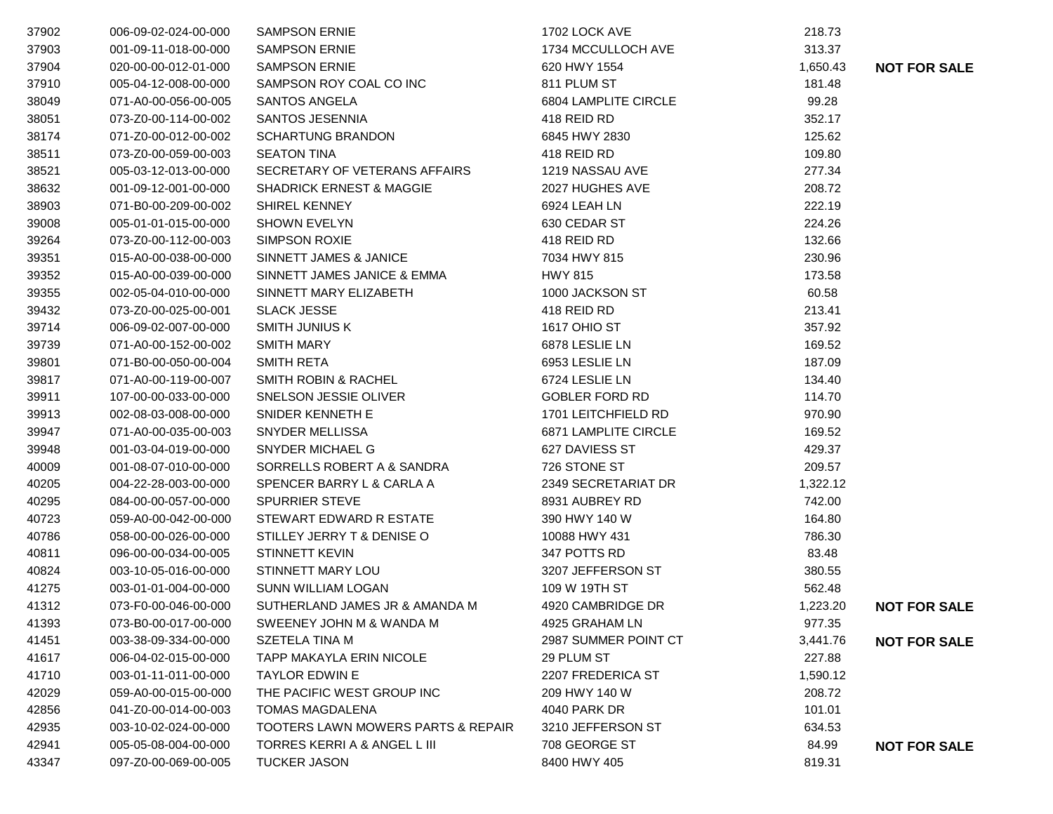| | | | | | |
|---|---|---|---|---|---|
| 37902 | 006-09-02-024-00-000 | SAMPSON ERNIE | 1702 LOCK AVE | 218.73 | |
| 37903 | 001-09-11-018-00-000 | SAMPSON ERNIE | 1734 MCCULLOCH AVE | 313.37 | |
| 37904 | 020-00-00-012-01-000 | SAMPSON ERNIE | 620 HWY 1554 | 1,650.43 | **NOT FOR SALE** |
| 37910 | 005-04-12-008-00-000 | SAMPSON ROY COAL CO INC | 811 PLUM ST | 181.48 | |
| 38049 | 071-A0-00-056-00-005 | SANTOS ANGELA | 6804 LAMPLITE CIRCLE | 99.28 | |
| 38051 | 073-Z0-00-114-00-002 | SANTOS JESENNIA | 418 REID RD | 352.17 | |
| 38174 | 071-Z0-00-012-00-002 | SCHARTUNG BRANDON | 6845 HWY 2830 | 125.62 | |
| 38511 | 073-Z0-00-059-00-003 | SEATON TINA | 418 REID RD | 109.80 | |
| 38521 | 005-03-12-013-00-000 | SECRETARY OF VETERANS AFFAIRS | 1219 NASSAU AVE | 277.34 | |
| 38632 | 001-09-12-001-00-000 | SHADRICK ERNEST & MAGGIE | 2027 HUGHES AVE | 208.72 | |
| 38903 | 071-B0-00-209-00-002 | SHIREL KENNEY | 6924 LEAH LN | 222.19 | |
| 39008 | 005-01-01-015-00-000 | SHOWN EVELYN | 630 CEDAR ST | 224.26 | |
| 39264 | 073-Z0-00-112-00-003 | SIMPSON ROXIE | 418 REID RD | 132.66 | |
| 39351 | 015-A0-00-038-00-000 | SINNETT JAMES & JANICE | 7034 HWY 815 | 230.96 | |
| 39352 | 015-A0-00-039-00-000 | SINNETT JAMES JANICE & EMMA | HWY 815 | 173.58 | |
| 39355 | 002-05-04-010-00-000 | SINNETT MARY ELIZABETH | 1000 JACKSON ST | 60.58 | |
| 39432 | 073-Z0-00-025-00-001 | SLACK JESSE | 418 REID RD | 213.41 | |
| 39714 | 006-09-02-007-00-000 | SMITH JUNIUS K | 1617 OHIO ST | 357.92 | |
| 39739 | 071-A0-00-152-00-002 | SMITH MARY | 6878 LESLIE LN | 169.52 | |
| 39801 | 071-B0-00-050-00-004 | SMITH RETA | 6953 LESLIE LN | 187.09 | |
| 39817 | 071-A0-00-119-00-007 | SMITH ROBIN & RACHEL | 6724 LESLIE LN | 134.40 | |
| 39911 | 107-00-00-033-00-000 | SNELSON JESSIE OLIVER | GOBLER FORD RD | 114.70 | |
| 39913 | 002-08-03-008-00-000 | SNIDER KENNETH E | 1701 LEITCHFIELD RD | 970.90 | |
| 39947 | 071-A0-00-035-00-003 | SNYDER MELLISSA | 6871 LAMPLITE CIRCLE | 169.52 | |
| 39948 | 001-03-04-019-00-000 | SNYDER MICHAEL G | 627 DAVIESS ST | 429.37 | |
| 40009 | 001-08-07-010-00-000 | SORRELLS ROBERT A & SANDRA | 726 STONE ST | 209.57 | |
| 40205 | 004-22-28-003-00-000 | SPENCER BARRY L & CARLA A | 2349 SECRETARIAT DR | 1,322.12 | |
| 40295 | 084-00-00-057-00-000 | SPURRIER STEVE | 8931 AUBREY RD | 742.00 | |
| 40723 | 059-A0-00-042-00-000 | STEWART EDWARD R ESTATE | 390 HWY 140 W | 164.80 | |
| 40786 | 058-00-00-026-00-000 | STILLEY JERRY T & DENISE O | 10088 HWY 431 | 786.30 | |
| 40811 | 096-00-00-034-00-005 | STINNETT KEVIN | 347 POTTS RD | 83.48 | |
| 40824 | 003-10-05-016-00-000 | STINNETT MARY LOU | 3207 JEFFERSON ST | 380.55 | |
| 41275 | 003-01-01-004-00-000 | SUNN WILLIAM LOGAN | 109 W 19TH ST | 562.48 | |
| 41312 | 073-F0-00-046-00-000 | SUTHERLAND JAMES JR & AMANDA M | 4920 CAMBRIDGE DR | 1,223.20 | **NOT FOR SALE** |
| 41393 | 073-B0-00-017-00-000 | SWEENEY JOHN M & WANDA M | 4925 GRAHAM LN | 977.35 | |
| 41451 | 003-38-09-334-00-000 | SZETELA TINA M | 2987 SUMMER POINT CT | 3,441.76 | **NOT FOR SALE** |
| 41617 | 006-04-02-015-00-000 | TAPP MAKAYLA ERIN NICOLE | 29 PLUM ST | 227.88 | |
| 41710 | 003-01-11-011-00-000 | TAYLOR EDWIN E | 2207 FREDERICA ST | 1,590.12 | |
| 42029 | 059-A0-00-015-00-000 | THE PACIFIC WEST GROUP INC | 209 HWY 140 W | 208.72 | |
| 42856 | 041-Z0-00-014-00-003 | TOMAS MAGDALENA | 4040 PARK DR | 101.01 | |
| 42935 | 003-10-02-024-00-000 | TOOTERS LAWN MOWERS PARTS & REPAIR | 3210 JEFFERSON ST | 634.53 | |
| 42941 | 005-05-08-004-00-000 | TORRES KERRI A & ANGEL L III | 708 GEORGE ST | 84.99 | **NOT FOR SALE** |
| 43347 | 097-Z0-00-069-00-005 | TUCKER JASON | 8400 HWY 405 | 819.31 | |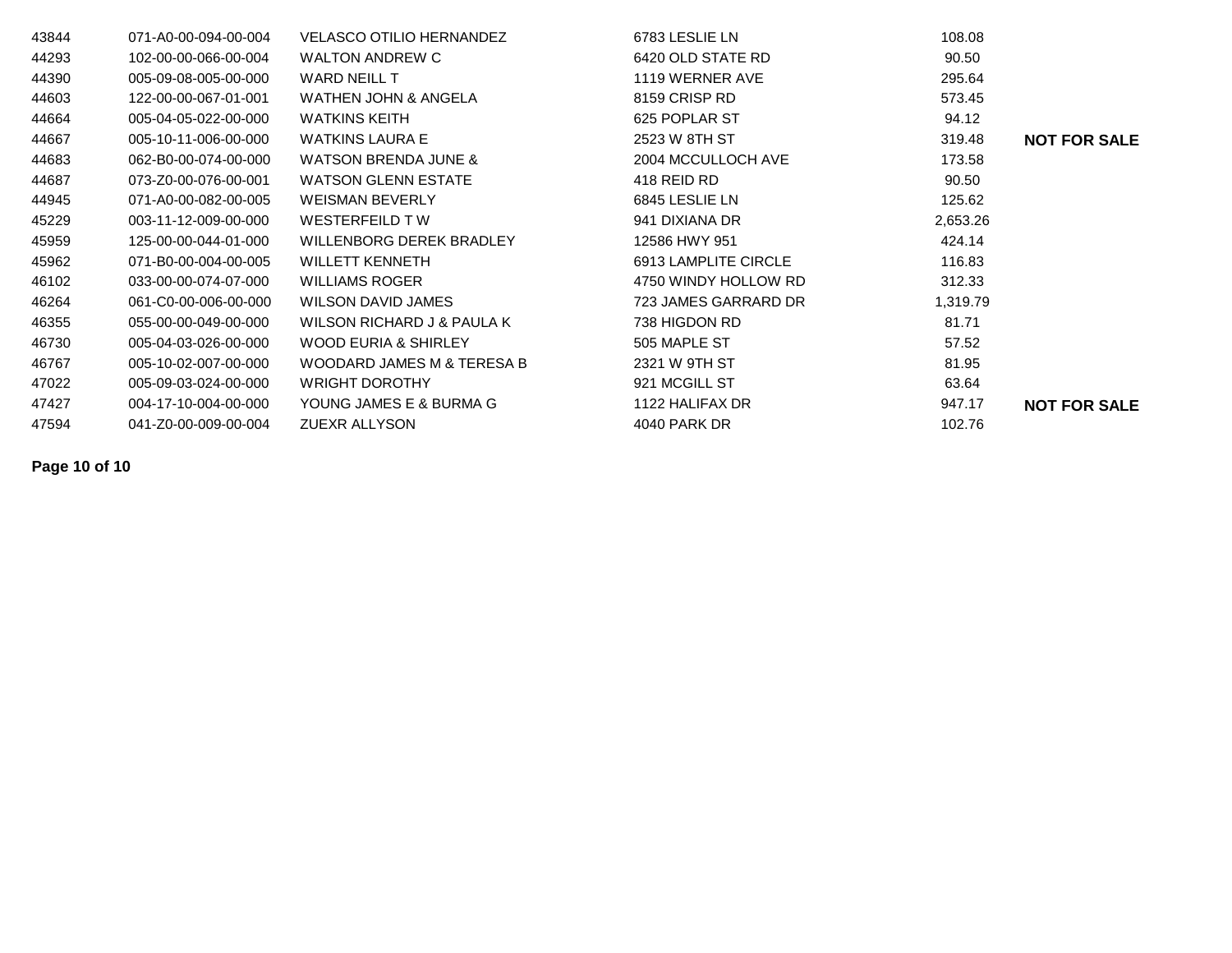| | | | | | |
|---|---|---|---|---|---|
| 43844 | 071-A0-00-094-00-004 | VELASCO OTILIO HERNANDEZ | 6783 LESLIE LN | 108.08 | |
| 44293 | 102-00-00-066-00-004 | WALTON ANDREW C | 6420 OLD STATE RD | 90.50 | |
| 44390 | 005-09-08-005-00-000 | WARD NEILL T | 1119 WERNER AVE | 295.64 | |
| 44603 | 122-00-00-067-01-001 | WATHEN JOHN & ANGELA | 8159 CRISP RD | 573.45 | |
| 44664 | 005-04-05-022-00-000 | WATKINS KEITH | 625 POPLAR ST | 94.12 | |
| 44667 | 005-10-11-006-00-000 | WATKINS LAURA E | 2523 W 8TH ST | 319.48 | **NOT FOR SALE** |
| 44683 | 062-B0-00-074-00-000 | WATSON BRENDA JUNE & | 2004 MCCULLOCH AVE | 173.58 | |
| 44687 | 073-Z0-00-076-00-001 | WATSON GLENN ESTATE | 418 REID RD | 90.50 | |
| 44945 | 071-A0-00-082-00-005 | WEISMAN BEVERLY | 6845 LESLIE LN | 125.62 | |
| 45229 | 003-11-12-009-00-000 | WESTERFEILD T W | 941 DIXIANA DR | 2,653.26 | |
| 45959 | 125-00-00-044-01-000 | WILLENBORG DEREK BRADLEY | 12586 HWY 951 | 424.14 | |
| 45962 | 071-B0-00-004-00-005 | WILLETT KENNETH | 6913 LAMPLITE CIRCLE | 116.83 | |
| 46102 | 033-00-00-074-07-000 | WILLIAMS ROGER | 4750 WINDY HOLLOW RD | 312.33 | |
| 46264 | 061-C0-00-006-00-000 | WILSON DAVID JAMES | 723 JAMES GARRARD DR | 1,319.79 | |
| 46355 | 055-00-00-049-00-000 | WILSON RICHARD J & PAULA K | 738 HIGDON RD | 81.71 | |
| 46730 | 005-04-03-026-00-000 | WOOD EURIA & SHIRLEY | 505 MAPLE ST | 57.52 | |
| 46767 | 005-10-02-007-00-000 | WOODARD JAMES M & TERESA B | 2321 W 9TH ST | 81.95 | |
| 47022 | 005-09-03-024-00-000 | WRIGHT DOROTHY | 921 MCGILL ST | 63.64 | |
| 47427 | 004-17-10-004-00-000 | YOUNG JAMES E & BURMA G | 1122 HALIFAX DR | 947.17 | **NOT FOR SALE** |
| 47594 | 041-Z0-00-009-00-004 | ZUEXR ALLYSON | 4040 PARK DR | 102.76 | |